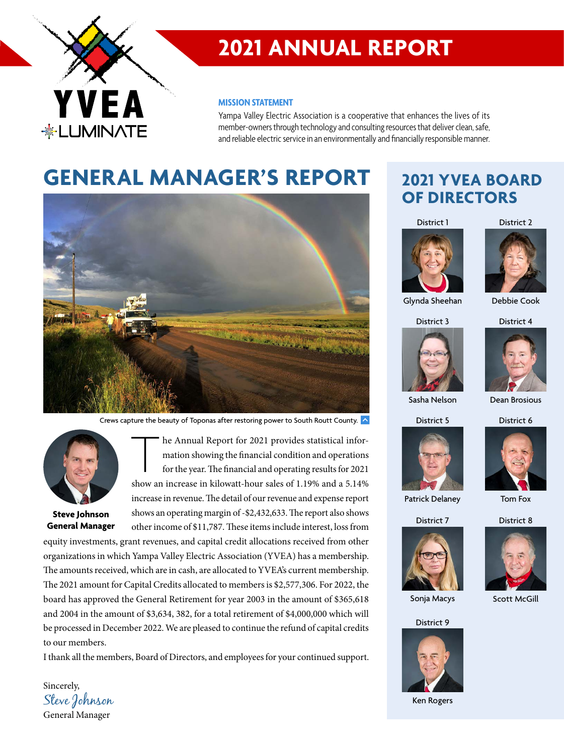YVEA LUMINATE

# 2021 ANNUAL REPORT

**MISSION STATEMENT**

Yampa Valley Electric Association is a cooperative that enhances the lives of its member-owners through technology and consulting resources that deliver clean, safe, and reliable electric service in an environmentally and financially responsible manner.

## GENERAL MANAGER'S REPORT

Crews capture the beauty of Toponas after restoring power to South Routt County.

**Steve Johnson**
**General Manager**

The Annual Report for 2021 provides statistical information showing the financial condition and operations for the year. The financial and operating results for 2021 show an increase in kilowatt-hour sales of 1.19% and a 5.14% increase in revenue. The detail of our revenue and expense report shows an operating margin of -$2,432,633. The report also shows other income of $11,787. These items include interest, loss from equity investments, grant revenues, and capital credit allocations received from other organizations in which Yampa Valley Electric Association (YVEA) has a membership. The amounts received, which are in cash, are allocated to YVEA's current membership. The 2021 amount for Capital Credits allocated to members is $2,577,306. For 2022, the board has approved the General Retirement for year 2003 in the amount of $365,618 and 2004 in the amount of $3,634, 382, for a total retirement of $4,000,000 which will be processed in December 2022. We are pleased to continue the refund of capital credits to our members.

I thank all the members, Board of Directors, and employees for your continued support.

Sincerely,
*Steve Johnson*
General Manager

## 2021 YVEA BOARD OF DIRECTORS

- District 1 – Glynda Sheehan
- District 2 – Debbie Cook
- District 3 – Sasha Nelson
- District 4 – Dean Brosious
- District 5 – Patrick Delaney
- District 6 – Tom Fox
- District 7 – Sonja Macys
- District 8 – Scott McGill
- District 9 – Ken Rogers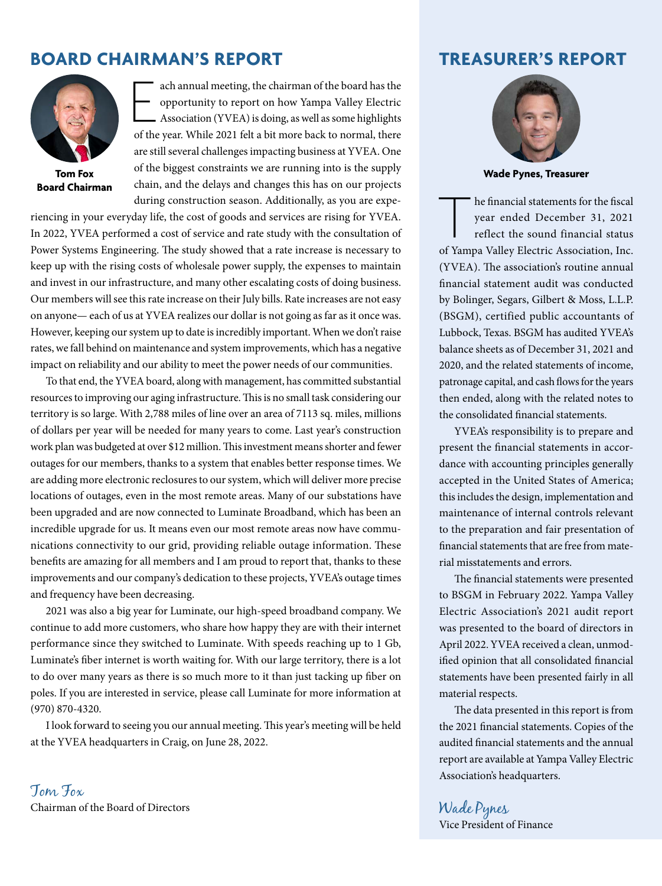## BOARD CHAIRMAN'S REPORT

**Tom Fox**
**Board Chairman**

Each annual meeting, the chairman of the board has the opportunity to report on how Yampa Valley Electric Association (YVEA) is doing, as well as some highlights of the year. While 2021 felt a bit more back to normal, there are still several challenges impacting business at YVEA. One of the biggest constraints we are running into is the supply chain, and the delays and changes this has on our projects during construction season. Additionally, as you are experiencing in your everyday life, the cost of goods and services are rising for YVEA. In 2022, YVEA performed a cost of service and rate study with the consultation of Power Systems Engineering. The study showed that a rate increase is necessary to keep up with the rising costs of wholesale power supply, the expenses to maintain and invest in our infrastructure, and many other escalating costs of doing business. Our members will see this rate increase on their July bills. Rate increases are not easy on anyone— each of us at YVEA realizes our dollar is not going as far as it once was. However, keeping our system up to date is incredibly important. When we don't raise rates, we fall behind on maintenance and system improvements, which has a negative impact on reliability and our ability to meet the power needs of our communities.

To that end, the YVEA board, along with management, has committed substantial resources to improving our aging infrastructure. This is no small task considering our territory is so large. With 2,788 miles of line over an area of 7113 sq. miles, millions of dollars per year will be needed for many years to come. Last year's construction work plan was budgeted at over $12 million. This investment means shorter and fewer outages for our members, thanks to a system that enables better response times. We are adding more electronic reclosures to our system, which will deliver more precise locations of outages, even in the most remote areas. Many of our substations have been upgraded and are now connected to Luminate Broadband, which has been an incredible upgrade for us. It means even our most remote areas now have communications connectivity to our grid, providing reliable outage information. These benefits are amazing for all members and I am proud to report that, thanks to these improvements and our company's dedication to these projects, YVEA's outage times and frequency have been decreasing.

2021 was also a big year for Luminate, our high-speed broadband company. We continue to add more customers, who share how happy they are with their internet performance since they switched to Luminate. With speeds reaching up to 1 Gb, Luminate's fiber internet is worth waiting for. With our large territory, there is a lot to do over many years as there is so much more to it than just tacking up fiber on poles. If you are interested in service, please call Luminate for more information at (970) 870-4320.

I look forward to seeing you our annual meeting. This year's meeting will be held at the YVEA headquarters in Craig, on June 28, 2022.

*Tom Fox*
Chairman of the Board of Directors

## TREASURER'S REPORT

**Wade Pynes, Treasurer**

The financial statements for the fiscal year ended December 31, 2021 reflect the sound financial status of Yampa Valley Electric Association, Inc. (YVEA). The association's routine annual financial statement audit was conducted by Bolinger, Segars, Gilbert & Moss, L.L.P. (BSGM), certified public accountants of Lubbock, Texas. BSGM has audited YVEA's balance sheets as of December 31, 2021 and 2020, and the related statements of income, patronage capital, and cash flows for the years then ended, along with the related notes to the consolidated financial statements.

YVEA's responsibility is to prepare and present the financial statements in accordance with accounting principles generally accepted in the United States of America; this includes the design, implementation and maintenance of internal controls relevant to the preparation and fair presentation of financial statements that are free from material misstatements and errors.

The financial statements were presented to BSGM in February 2022. Yampa Valley Electric Association's 2021 audit report was presented to the board of directors in April 2022. YVEA received a clean, unmodified opinion that all consolidated financial statements have been presented fairly in all material respects.

The data presented in this report is from the 2021 financial statements. Copies of the audited financial statements and the annual report are available at Yampa Valley Electric Association's headquarters.

*Wade Pynes*
Vice President of Finance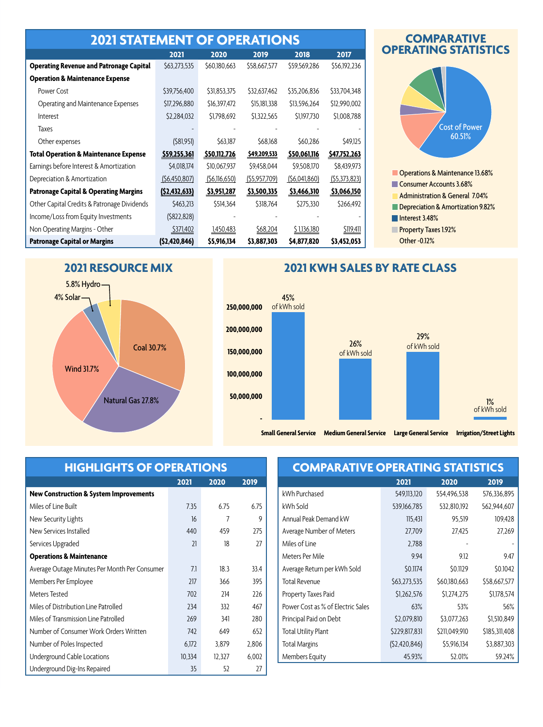## 2021 STATEMENT OF OPERATIONS

| | 2021 | 2020 | 2019 | 2018 | 2017 |
|---|---|---|---|---|---|
| **Operating Revenue and Patronage Capital** | $63,273,535 | $60,180,663 | $58,667,577 | $59,569,286 | $56,192,236 |
| **Operation & Maintenance Expense** | | | | | |
| Power Cost | $39,756,400 | $31,853,375 | $32,637,462 | $35,206,836 | $33,704,348 |
| Operating and Maintenance Expenses | $17,296,880 | $16,397,472 | $15,181,338 | $13,596,264 | $12,990,002 |
| Interest | $2,284,032 | $1,798,692 | $1,322,565 | $1,197,730 | $1,008,788 |
| Taxes | - | - | - | - | - |
| Other expenses | ($81,951) | $63,187 | $68,168 | $60,286 | $49,125 |
| **Total Operation & Maintenance Expense** | **$59,255,361** | **$50,112,726** | **$49,209,533** | **$50,061,116** | **$47,752,263** |
| Earnings before Interest & Amortization | $4,018,174 | $10,067,937 | $9,458,044 | $9,508,170 | $8,439,973 |
| Depreciation & Amortization | ($6,450,807) | ($6,116,650) | ($5,957,709) | ($6,041,860) | ($5,373,823) |
| **Patronage Capital & Operating Margins** | **($2,432,633)** | **$3,951,287** | **$3,500,335** | **$3,466,310** | **$3,066,150** |
| Other Capital Credits & Patronage Dividends | $463,213 | $514,364 | $318,764 | $275,330 | $266,492 |
| Income/Loss from Equity Investments | ($822,828) | - | - | - | - |
| Non Operating Margins - Other | $371,402 | 1,450,483 | $68,204 | $1,136,180 | $119,411 |
| **Patronage Capital or Margins** | **($2,420,846)** | **$5,916,134** | **$3,887,303** | **$4,877,820** | **$3,452,053** |

## COMPARATIVE OPERATING STATISTICS

Cost of Power 60.51%

- Operations & Maintenance 13.68%
- Consumer Accounts 3.68%
- Administration & General 7.04%
- Depreciation & Amortization 9.82%
- Interest 3.48%
- Property Taxes 1.92%
- Other -0.12%

## 2021 RESOURCE MIX

- Coal 30.7%
- Natural Gas 27.8%
- Wind 31.7%
- 4% Solar
- 5.8% Hydro

## 2021 KWH SALES BY RATE CLASS

- Small General Service: 45% of kWh sold
- Medium General Service: 26% of kWh sold
- Large General Service: 29% of kWh sold
- Irrigation/Street Lights: 1% of kWh sold

## HIGHLIGHTS OF OPERATIONS

| | 2021 | 2020 | 2019 |
|---|---|---|---|
| **New Construction & System Improvements** | | | |
| Miles of Line Built | 7.35 | 6.75 | 6.75 |
| New Security Lights | 16 | 7 | 9 |
| New Services Installed | 440 | 459 | 275 |
| Services Upgraded | 21 | 18 | 27 |
| **Operations & Maintenance** | | | |
| Average Outage Minutes Per Month Per Consumer | 7.1 | 18.3 | 33.4 |
| Members Per Employee | 217 | 366 | 395 |
| Meters Tested | 702 | 214 | 226 |
| Miles of Distribution Line Patrolled | 234 | 332 | 467 |
| Miles of Transmission Line Patrolled | 269 | 341 | 280 |
| Number of Consumer Work Orders Written | 742 | 649 | 652 |
| Number of Poles Inspected | 6,172 | 3,879 | 2,806 |
| Underground Cable Locations | 10,334 | 12,327 | 6,002 |
| Underground Dig-Ins Repaired | 35 | 52 | 27 |

## COMPARATIVE OPERATING STATISTICS

| | 2021 | 2020 | 2019 |
|---|---|---|---|
| kWh Purchased | 549,113,120 | 554,496,538 | 576,336,895 |
| kWh Sold | 539,166,785 | 532,810,192 | 562,944,607 |
| Annual Peak Demand kW | 115,431 | 95,519 | 109,428 |
| Average Number of Meters | 27,709 | 27,425 | 27,269 |
| Miles of Line | 2,788 | - | - |
| Meters Per Mile | 9.94 | 9.12 | 9.47 |
| Average Return per kWh Sold | $0.1174 | $0.1129 | $0.1042 |
| Total Revenue | $63,273,535 | $60,180,663 | $58,667,577 |
| Property Taxes Paid | $1,262,576 | $1,274,275 | $1,178,574 |
| Power Cost as % of Electric Sales | 63% | 53% | 56% |
| Principal Paid on Debt | $2,079,810 | $3,077,263 | $1,510,849 |
| Total Utility Plant | $229,817,831 | $211,049,910 | $185,311,408 |
| Total Margins | ($2,420,846) | $5,916,134 | $3,887,303 |
| Members Equity | 45.93% | 52.01% | 59.24% |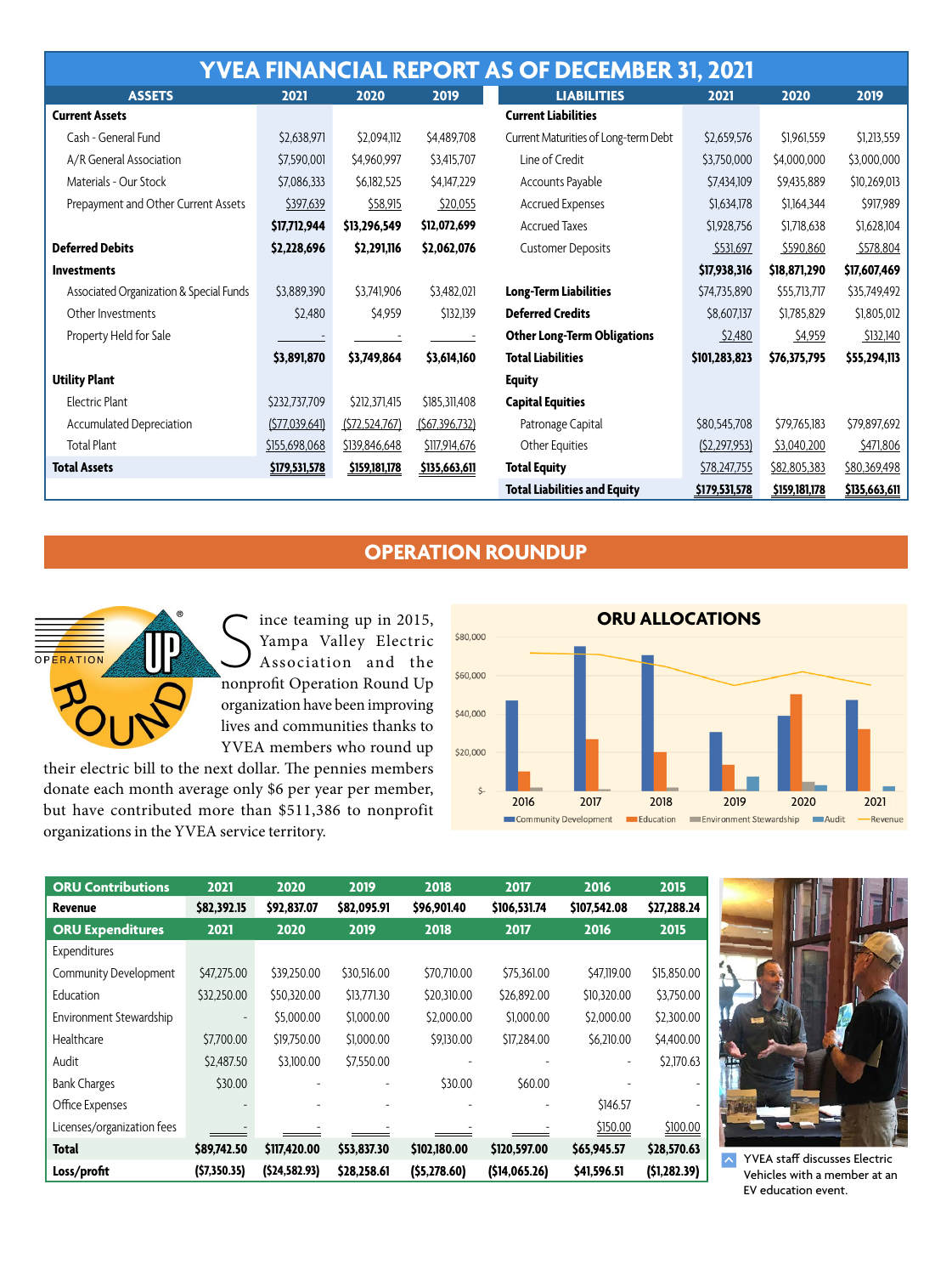# YVEA FINANCIAL REPORT AS OF DECEMBER 31, 2021

| ASSETS | 2021 | 2020 | 2019 | LIABILITIES | 2021 | 2020 | 2019 |
|---|---|---|---|---|---|---|---|
| **Current Assets** | | | | **Current Liabilities** | | | |
| Cash - General Fund | $2,638,971 | $2,094,112 | $4,489,708 | Current Maturities of Long-term Debt | $2,659,576 | $1,961,559 | $1,213,559 |
| A/R General Association | $7,590,001 | $4,960,997 | $3,415,707 | Line of Credit | $3,750,000 | $4,000,000 | $3,000,000 |
| Materials - Our Stock | $7,086,333 | $6,182,525 | $4,147,229 | Accounts Payable | $7,434,109 | $9,435,889 | $10,269,013 |
| Prepayment and Other Current Assets | $397,639 | $58,915 | $20,055 | Accrued Expenses | $1,634,178 | $1,164,344 | $917,989 |
| | **$17,712,944** | **$13,296,549** | **$12,072,699** | Accrued Taxes | $1,928,756 | $1,718,638 | $1,628,104 |
| **Deferred Debits** | **$2,228,696** | **$2,291,116** | **$2,062,076** | Customer Deposits | $531,697 | $590,860 | $578,804 |
| **Investments** | | | | | **$17,938,316** | **$18,871,290** | **$17,607,469** |
| Associated Organization & Special Funds | $3,889,390 | $3,741,906 | $3,482,021 | **Long-Term Liabilities** | $74,735,890 | $55,713,717 | $35,749,492 |
| Other Investments | $2,480 | $4,959 | $132,139 | **Deferred Credits** | $8,607,137 | $1,785,829 | $1,805,012 |
| Property Held for Sale | - | - | - | **Other Long-Term Obligations** | $2,480 | $4,959 | $132,140 |
| | **$3,891,870** | **$3,749,864** | **$3,614,160** | **Total Liabilities** | **$101,283,823** | **$76,375,795** | **$55,294,113** |
| **Utility Plant** | | | | **Equity** | | | |
| Electric Plant | $232,737,709 | $212,371,415 | $185,311,408 | **Capital Equities** | | | |
| Accumulated Depreciation | ($77,039,641) | ($72,524,767) | ($67,396,732) | Patronage Capital | $80,545,708 | $79,765,183 | $79,897,692 |
| Total Plant | $155,698,068 | $139,846,648 | $117,914,676 | Other Equities | ($2,297,953) | $3,040,200 | $471,806 |
| **Total Assets** | **$179,531,578** | **$159,181,178** | **$135,663,611** | **Total Equity** | $78,247,755 | $82,805,383 | $80,369,498 |
| | | | | **Total Liabilities and Equity** | **$179,531,578** | **$159,181,178** | **$135,663,611** |

## OPERATION ROUNDUP

Since teaming up in 2015, Yampa Valley Electric Association and the nonprofit Operation Round Up organization have been improving lives and communities thanks to YVEA members who round up their electric bill to the next dollar. The pennies members donate each month average only $6 per year per member, but have contributed more than $511,386 to nonprofit organizations in the YVEA service territory.

ORU ALLOCATIONS

$80,000
$60,000
$40,000
$20,000
$-
2016 2017 2018 2019 2020 2021
Community Development, Education, Environment Stewardship, Audit, Revenue

| ORU Contributions | 2021 | 2020 | 2019 | 2018 | 2017 | 2016 | 2015 |
|---|---|---|---|---|---|---|---|
| **Revenue** | **$82,392.15** | **$92,837.07** | **$82,095.91** | **$96,901.40** | **$106,531.74** | **$107,542.08** | **$27,288.24** |
| **ORU Expenditures** | **2021** | **2020** | **2019** | **2018** | **2017** | **2016** | **2015** |
| Expenditures | | | | | | | |
| Community Development | $47,275.00 | $39,250.00 | $30,516.00 | $70,710.00 | $75,361.00 | $47,119.00 | $15,850.00 |
| Education | $32,250.00 | $50,320.00 | $13,771.30 | $20,310.00 | $26,892.00 | $10,320.00 | $3,750.00 |
| Environment Stewardship | - | $5,000.00 | $1,000.00 | $2,000.00 | $1,000.00 | $2,000.00 | $2,300.00 |
| Healthcare | $7,700.00 | $19,750.00 | $1,000.00 | $9,130.00 | $17,284.00 | $6,210.00 | $4,400.00 |
| Audit | $2,487.50 | $3,100.00 | $7,550.00 | - | - | - | $2,170.63 |
| Bank Charges | $30.00 | - | - | $30.00 | $60.00 | - | - |
| Office Expenses | - | - | - | - | - | $146.57 | - |
| Licenses/organization fees | - | - | - | - | - | $150.00 | $100.00 |
| **Total** | **$89,742.50** | **$117,420.00** | **$53,837.30** | **$102,180.00** | **$120,597.00** | **$65,945.57** | **$28,570.63** |
| **Loss/profit** | **($7,350.35)** | **($24,582.93)** | **$28,258.61** | **($5,278.60)** | **($14,065.26)** | **$41,596.51** | **($1,282.39)** |

YVEA staff discusses Electric Vehicles with a member at an EV education event.